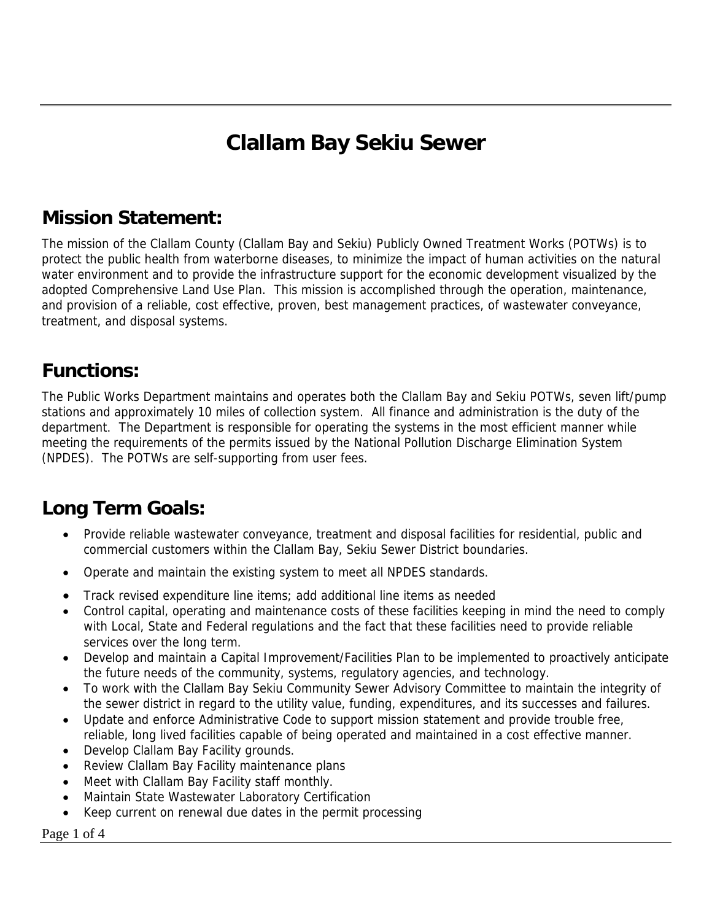# Clallam Bay Sekiu Sewer

## Mission Statement:

The mission of the Clallam County (Clallam Bay and Sekiu) Publicly Owned Treatment Works (POTWs) is to protect the public health from waterborne diseases, to minimize the impact of human activities on the natural water environment and to provide the infrastructure support for the economic development visualized by the adopted Comprehensive Land Use Plan. This mission is accomplished through the operation, maintenance, and provision of a reliable, cost effective, proven, best management practices, of wastewater conveyance, treatment, and disposal systems.

## Functions:

The Public Works Department maintains and operates both the Clallam Bay and Sekiu POTWs, seven lift/pump stations and approximately 10 miles of collection system. All finance and administration is the duty of the department. The Department is responsible for operating the systems in the most efficient manner while meeting the requirements of the permits issued by the National Pollution Discharge Elimination System (NPDES). The POTWs are self-supporting from user fees.

## Long Term Goals:

- Provide reliable wastewater conveyance, treatment and disposal facilities for residential, public and commercial customers within the Clallam Bay, Sekiu Sewer District boundaries.
- Operate and maintain the existing system to meet all NPDES standards.
- Track revised expenditure line items; add additional line items as needed
- Control capital, operating and maintenance costs of these facilities keeping in mind the need to comply with Local, State and Federal regulations and the fact that these facilities need to provide reliable services over the long term.
- Develop and maintain a Capital Improvement/Facilities Plan to be implemented to proactively anticipate the future needs of the community, systems, regulatory agencies, and technology.
- To work with the Clallam Bay Sekiu Community Sewer Advisory Committee to maintain the integrity of the sewer district in regard to the utility value, funding, expenditures, and its successes and failures.
- Update and enforce Administrative Code to support mission statement and provide trouble free, reliable, long lived facilities capable of being operated and maintained in a cost effective manner.
- Develop Clallam Bay Facility grounds.
- Review Clallam Bay Facility maintenance plans
- Meet with Clallam Bay Facility staff monthly.
- Maintain State Wastewater Laboratory Certification
- Keep current on renewal due dates in the permit processing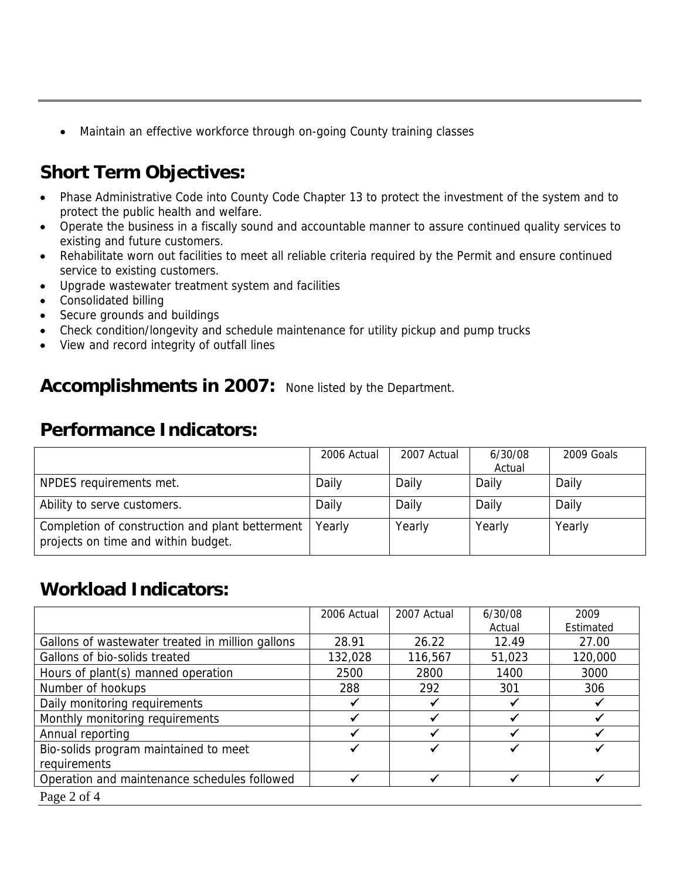- Maintain an effective workforce through on-going County training classes

## Short Term Objectives:

- Phase Administrative Code into County Code Chapter 13 to protect the investment of the system and to protect the public health and welfare.
- Operate the business in a fiscally sound and accountable manner to assure continued quality services to existing and future customers.
- Rehabilitate worn out facilities to meet all reliable criteria required by the Permit and ensure continued service to existing customers.
- Upgrade wastewater treatment system and facilities
- Consolidated billing
- Secure grounds and buildings
- Check condition/longevity and schedule maintenance for utility pickup and pump trucks
- View and record integrity of outfall lines

## Accomplishments in 2007: None listed by the Department.

## Performance Indicators:

| | 2006 Actual | 2007 Actual | 6/30/08 Actual | 2009 Goals |
|---|---|---|---|---|
| NPDES requirements met. | Daily | Daily | Daily | Daily |
| Ability to serve customers. | Daily | Daily | Daily | Daily |
| Completion of construction and plant betterment projects on time and within budget. | Yearly | Yearly | Yearly | Yearly |

## Workload Indicators:

| | 2006 Actual | 2007 Actual | 6/30/08 Actual | 2009 Estimated |
|---|---|---|---|---|
| Gallons of wastewater treated in million gallons | 28.91 | 26.22 | 12.49 | 27.00 |
| Gallons of bio-solids treated | 132,028 | 116,567 | 51,023 | 120,000 |
| Hours of plant(s) manned operation | 2500 | 2800 | 1400 | 3000 |
| Number of hookups | 288 | 292 | 301 | 306 |
| Daily monitoring requirements | ✓ | ✓ | ✓ | ✓ |
| Monthly monitoring requirements | ✓ | ✓ | ✓ | ✓ |
| Annual reporting | ✓ | ✓ | ✓ | ✓ |
| Bio-solids program maintained to meet requirements | ✓ | ✓ | ✓ | ✓ |
| Operation and maintenance schedules followed | ✓ | ✓ | ✓ | ✓ |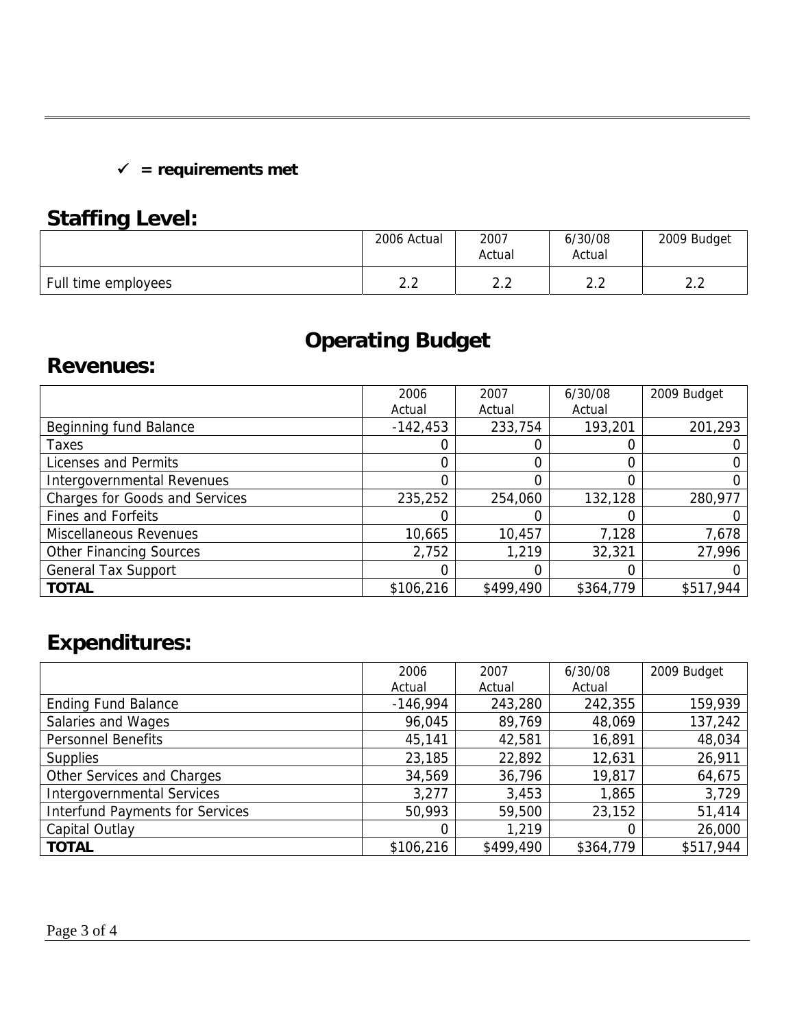✓ **= requirements met**

## Staffing Level:

| | 2006 Actual | 2007 Actual | 6/30/08 Actual | 2009 Budget |
|---|---|---|---|---|
| Full time employees | 2.2 | 2.2 | 2.2 | 2.2 |

# Operating Budget

## Revenues:

| | 2006 Actual | 2007 Actual | 6/30/08 Actual | 2009 Budget |
|---|---|---|---|---|
| Beginning fund Balance | -142,453 | 233,754 | 193,201 | 201,293 |
| Taxes | 0 | 0 | 0 | 0 |
| Licenses and Permits | 0 | 0 | 0 | 0 |
| Intergovernmental Revenues | 0 | 0 | 0 | 0 |
| Charges for Goods and Services | 235,252 | 254,060 | 132,128 | 280,977 |
| Fines and Forfeits | 0 | 0 | 0 | 0 |
| Miscellaneous Revenues | 10,665 | 10,457 | 7,128 | 7,678 |
| Other Financing Sources | 2,752 | 1,219 | 32,321 | 27,996 |
| General Tax Support | 0 | 0 | 0 | 0 |
| **TOTAL** | $106,216 | $499,490 | $364,779 | $517,944 |

## Expenditures:

| | 2006 Actual | 2007 Actual | 6/30/08 Actual | 2009 Budget |
|---|---|---|---|---|
| Ending Fund Balance | -146,994 | 243,280 | 242,355 | 159,939 |
| Salaries and Wages | 96,045 | 89,769 | 48,069 | 137,242 |
| Personnel Benefits | 45,141 | 42,581 | 16,891 | 48,034 |
| Supplies | 23,185 | 22,892 | 12,631 | 26,911 |
| Other Services and Charges | 34,569 | 36,796 | 19,817 | 64,675 |
| Intergovernmental Services | 3,277 | 3,453 | 1,865 | 3,729 |
| Interfund Payments for Services | 50,993 | 59,500 | 23,152 | 51,414 |
| Capital Outlay | 0 | 1,219 | 0 | 26,000 |
| **TOTAL** | $106,216 | $499,490 | $364,779 | $517,944 |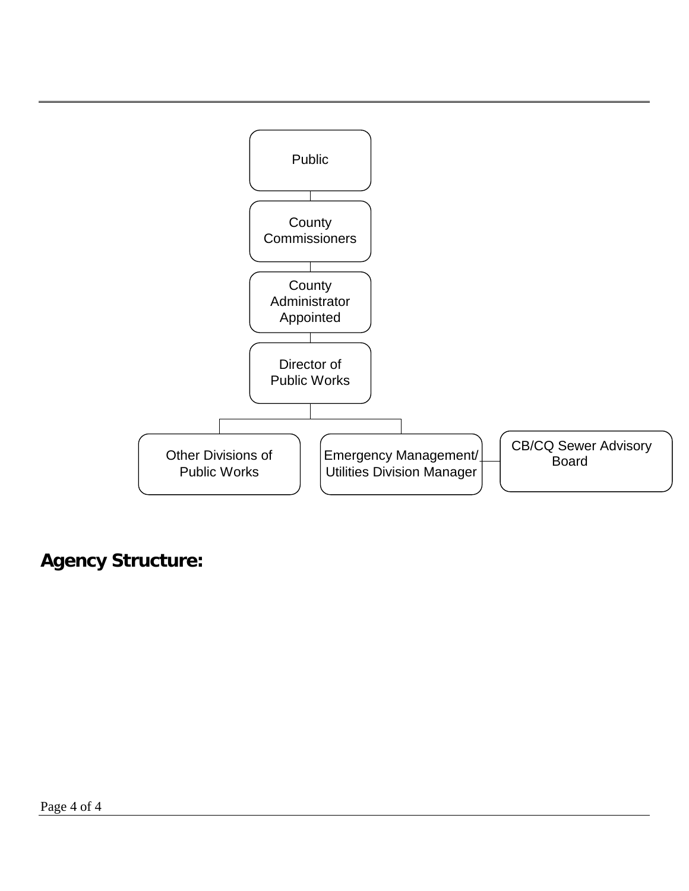Public

County Commissioners

County Administrator Appointed

Director of Public Works

Other Divisions of Public Works

Emergency Management/ Utilities Division Manager

CB/CQ Sewer Advisory Board

**Agency Structure:**